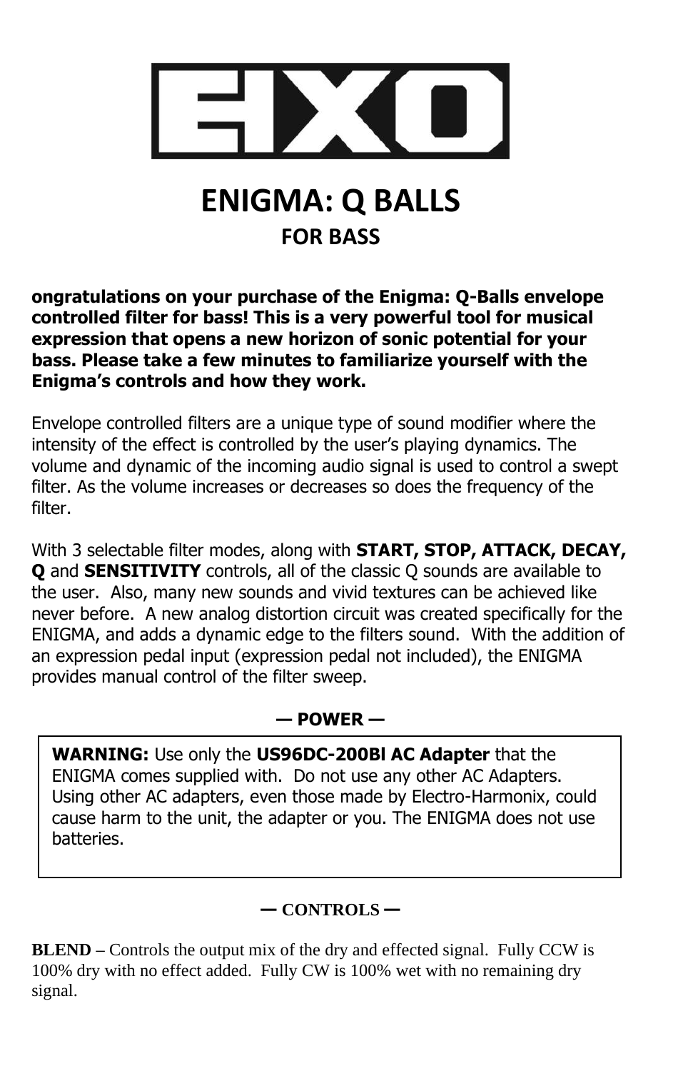# ENIGMA: Q BALLS

## FOR BASS

**ongratulations on your purchase of the Enigma: Q-Balls envelope controlled filter for bass! This is a very powerful tool for musical expression that opens a new horizon of sonic potential for your bass. Please take a few minutes to familiarize yourself with the Enigma's controls and how they work.**

Envelope controlled filters are a unique type of sound modifier where the intensity of the effect is controlled by the user's playing dynamics. The volume and dynamic of the incoming audio signal is used to control a swept filter. As the volume increases or decreases so does the frequency of the filter.

With 3 selectable filter modes, along with **START, STOP, ATTACK, DECAY, Q** and **SENSITIVITY** controls, all of the classic Q sounds are available to the user. Also, many new sounds and vivid textures can be achieved like never before. A new analog distortion circuit was created specifically for the ENIGMA, and adds a dynamic edge to the filters sound. With the addition of an expression pedal input (expression pedal not included), the ENIGMA provides manual control of the filter sweep.

### — POWER —

**WARNING:** Use only the **US96DC-200Bl AC Adapter** that the ENIGMA comes supplied with. Do not use any other AC Adapters. Using other AC adapters, even those made by Electro-Harmonix, could cause harm to the unit, the adapter or you. The ENIGMA does not use batteries.

### — CONTROLS —

**BLEND –** Controls the output mix of the dry and effected signal. Fully CCW is 100% dry with no effect added. Fully CW is 100% wet with no remaining dry signal.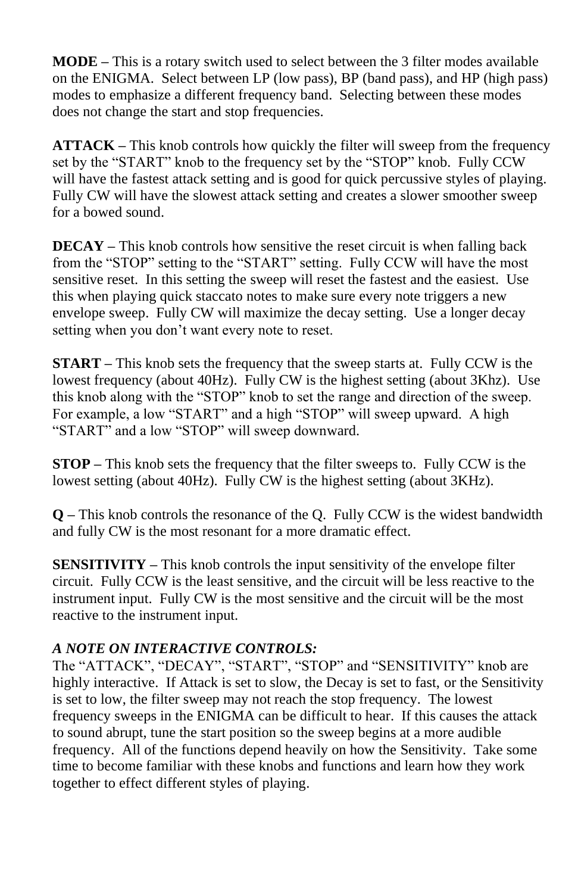**MODE –** This is a rotary switch used to select between the 3 filter modes available on the ENIGMA. Select between LP (low pass), BP (band pass), and HP (high pass) modes to emphasize a different frequency band. Selecting between these modes does not change the start and stop frequencies.

**ATTACK –** This knob controls how quickly the filter will sweep from the frequency set by the "START" knob to the frequency set by the "STOP" knob. Fully CCW will have the fastest attack setting and is good for quick percussive styles of playing. Fully CW will have the slowest attack setting and creates a slower smoother sweep for a bowed sound.

**DECAY –** This knob controls how sensitive the reset circuit is when falling back from the "STOP" setting to the "START" setting. Fully CCW will have the most sensitive reset. In this setting the sweep will reset the fastest and the easiest. Use this when playing quick staccato notes to make sure every note triggers a new envelope sweep. Fully CW will maximize the decay setting. Use a longer decay setting when you don't want every note to reset.

**START –** This knob sets the frequency that the sweep starts at. Fully CCW is the lowest frequency (about 40Hz). Fully CW is the highest setting (about 3Khz). Use this knob along with the "STOP" knob to set the range and direction of the sweep. For example, a low "START" and a high "STOP" will sweep upward. A high "START" and a low "STOP" will sweep downward.

**STOP –** This knob sets the frequency that the filter sweeps to. Fully CCW is the lowest setting (about 40Hz). Fully CW is the highest setting (about 3KHz).

**Q –** This knob controls the resonance of the Q. Fully CCW is the widest bandwidth and fully CW is the most resonant for a more dramatic effect.

**SENSITIVITY –** This knob controls the input sensitivity of the envelope filter circuit. Fully CCW is the least sensitive, and the circuit will be less reactive to the instrument input. Fully CW is the most sensitive and the circuit will be the most reactive to the instrument input.

***A NOTE ON INTERACTIVE CONTROLS:***

The "ATTACK", "DECAY", "START", "STOP" and "SENSITIVITY" knob are highly interactive. If Attack is set to slow, the Decay is set to fast, or the Sensitivity is set to low, the filter sweep may not reach the stop frequency. The lowest frequency sweeps in the ENIGMA can be difficult to hear. If this causes the attack to sound abrupt, tune the start position so the sweep begins at a more audible frequency. All of the functions depend heavily on how the Sensitivity. Take some time to become familiar with these knobs and functions and learn how they work together to effect different styles of playing.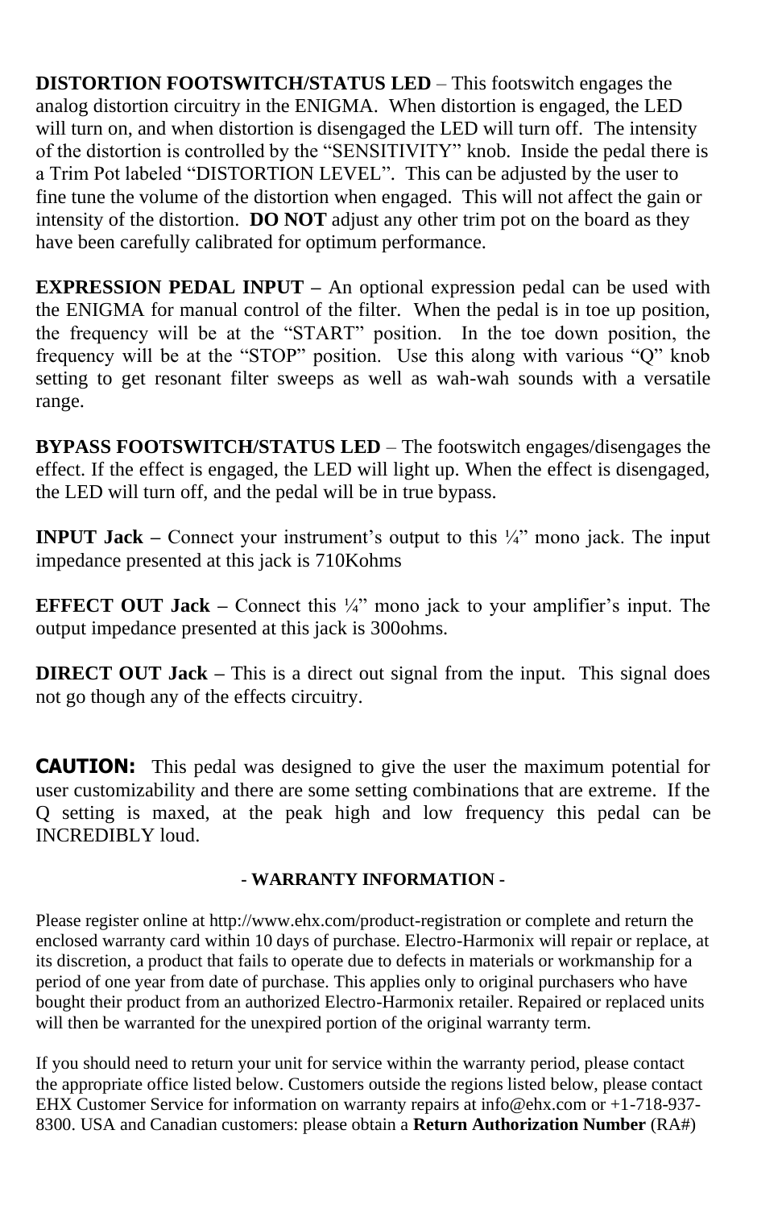**DISTORTION FOOTSWITCH/STATUS LED** – This footswitch engages the analog distortion circuitry in the ENIGMA. When distortion is engaged, the LED will turn on, and when distortion is disengaged the LED will turn off. The intensity of the distortion is controlled by the “SENSITIVITY” knob. Inside the pedal there is a Trim Pot labeled “DISTORTION LEVEL”. This can be adjusted by the user to fine tune the volume of the distortion when engaged. This will not affect the gain or intensity of the distortion. **DO NOT** adjust any other trim pot on the board as they have been carefully calibrated for optimum performance.

**EXPRESSION PEDAL INPUT –** An optional expression pedal can be used with the ENIGMA for manual control of the filter. When the pedal is in toe up position, the frequency will be at the “START” position. In the toe down position, the frequency will be at the “STOP” position. Use this along with various “Q” knob setting to get resonant filter sweeps as well as wah-wah sounds with a versatile range.

**BYPASS FOOTSWITCH/STATUS LED** – The footswitch engages/disengages the effect. If the effect is engaged, the LED will light up. When the effect is disengaged, the LED will turn off, and the pedal will be in true bypass.

**INPUT Jack –** Connect your instrument’s output to this ¼” mono jack. The input impedance presented at this jack is 710Kohms

**EFFECT OUT Jack –** Connect this ¼” mono jack to your amplifier’s input. The output impedance presented at this jack is 300ohms.

**DIRECT OUT Jack –** This is a direct out signal from the input. This signal does not go though any of the effects circuitry.

**CAUTION:** This pedal was designed to give the user the maximum potential for user customizability and there are some setting combinations that are extreme. If the Q setting is maxed, at the peak high and low frequency this pedal can be INCREDIBLY loud.

**- WARRANTY INFORMATION -**

Please register online at http://www.ehx.com/product-registration or complete and return the enclosed warranty card within 10 days of purchase. Electro-Harmonix will repair or replace, at its discretion, a product that fails to operate due to defects in materials or workmanship for a period of one year from date of purchase. This applies only to original purchasers who have bought their product from an authorized Electro-Harmonix retailer. Repaired or replaced units will then be warranted for the unexpired portion of the original warranty term.

If you should need to return your unit for service within the warranty period, please contact the appropriate office listed below. Customers outside the regions listed below, please contact EHX Customer Service for information on warranty repairs at info@ehx.com or +1-718-937-8300. USA and Canadian customers: please obtain a **Return Authorization Number** (RA#)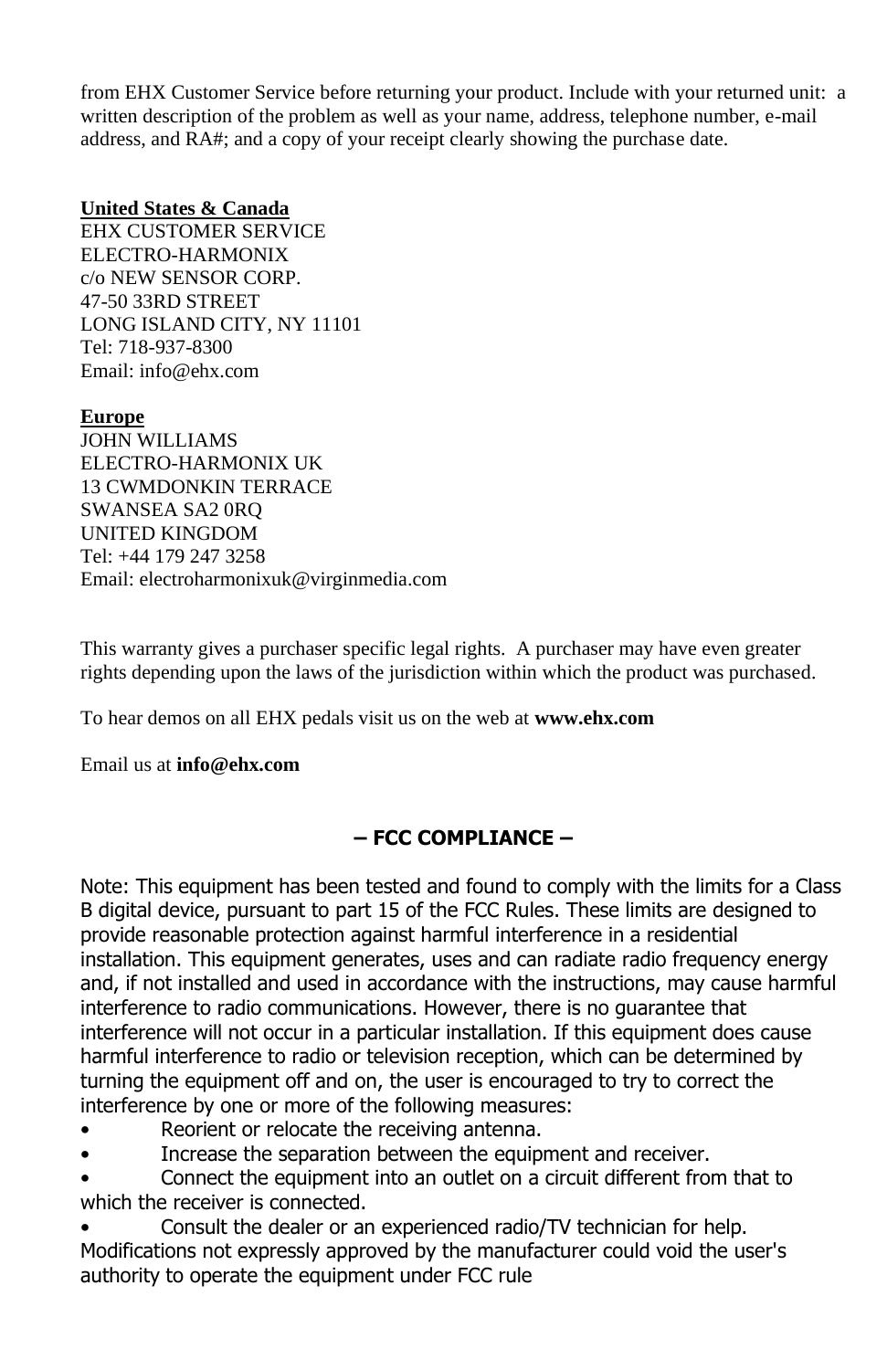from EHX Customer Service before returning your product. Include with your returned unit: a written description of the problem as well as your name, address, telephone number, e-mail address, and RA#; and a copy of your receipt clearly showing the purchase date.

**United States & Canada**
EHX CUSTOMER SERVICE
ELECTRO-HARMONIX
c/o NEW SENSOR CORP.
47-50 33RD STREET
LONG ISLAND CITY, NY 11101
Tel: 718-937-8300
Email: info@ehx.com

**Europe**
JOHN WILLIAMS
ELECTRO-HARMONIX UK
13 CWMDONKIN TERRACE
SWANSEA SA2 0RQ
UNITED KINGDOM
Tel: +44 179 247 3258
Email: electroharmonixuk@virginmedia.com

This warranty gives a purchaser specific legal rights. A purchaser may have even greater rights depending upon the laws of the jurisdiction within which the product was purchased.

To hear demos on all EHX pedals visit us on the web at **www.ehx.com**

Email us at **info@ehx.com**

## – FCC COMPLIANCE –

Note: This equipment has been tested and found to comply with the limits for a Class B digital device, pursuant to part 15 of the FCC Rules. These limits are designed to provide reasonable protection against harmful interference in a residential installation. This equipment generates, uses and can radiate radio frequency energy and, if not installed and used in accordance with the instructions, may cause harmful interference to radio communications. However, there is no guarantee that interference will not occur in a particular installation. If this equipment does cause harmful interference to radio or television reception, which can be determined by turning the equipment off and on, the user is encouraged to try to correct the interference by one or more of the following measures:

- Reorient or relocate the receiving antenna.
- Increase the separation between the equipment and receiver.
- Connect the equipment into an outlet on a circuit different from that to which the receiver is connected.
- Consult the dealer or an experienced radio/TV technician for help.

Modifications not expressly approved by the manufacturer could void the user's authority to operate the equipment under FCC rule